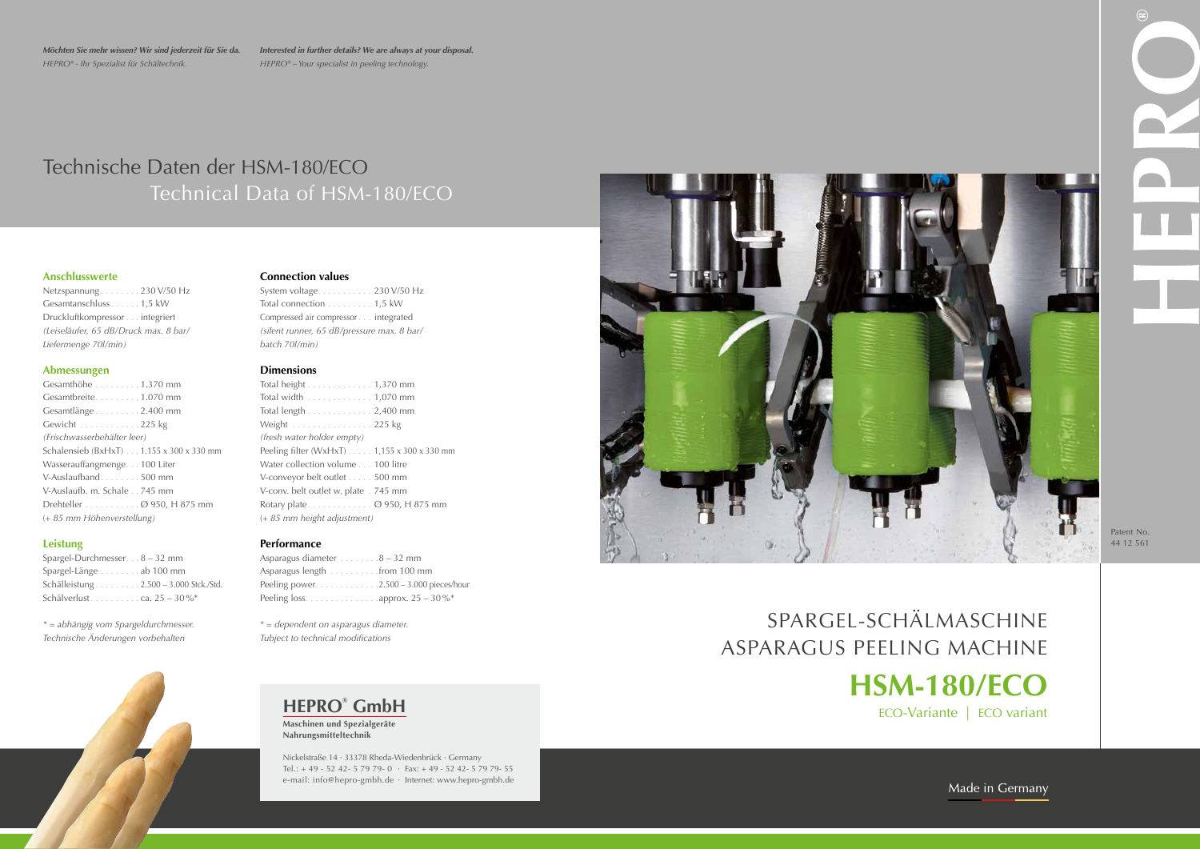*Möchten Sie mehr wissen? Wir sind jederzeit für Sie da.*
*HEPRO® - Ihr Spezialist für Schältechnik.*

*Interested in further details? We are always at your disposal.*
*HEPRO® – Your specialist in peeling technology.*

# Technische Daten der HSM-180/ECO
# Technical Data of HSM-180/ECO

### Anschlusswerte

Netzspannung . . . . . . . . 230 V/50 Hz
Gesamtanschluss . . . . . . 1,5 kW
Druckluftkompressor . . . integriert
*(Leiseläufer, 65 dB/Druck max. 8 bar/ Liefermenge 70l/min)*

### Abmessungen

Gesamthöhe . . . . . . . . . 1.370 mm
Gesamtbreite . . . . . . . . . 1.070 mm
Gesamtlänge . . . . . . . . . 2.400 mm
Gewicht . . . . . . . . . . . . 225 kg
*(Frischwasserbehälter leer)*
Schalensieb (BxHxT) . . . 1.155 x 300 x 330 mm
Wasserauffangmenge. . . 100 Liter
V-Auslaufband . . . . . . . . 500 mm
V-Auslaufb. m. Schale . . 745 mm
Drehteller . . . . . . . . . . . Ø 950, H 875 mm
*(+ 85 mm Höhenverstellung)*

### Leistung

Spargel-Durchmesser. . . 8 – 32 mm
Spargel-Länge . . . . . . . . ab 100 mm
Schälleistung . . . . . . . . . 2.500 – 3.000 Stck./Std.
Schälverlust . . . . . . . . . . ca. 25 – 30 %*

*\* = abhängig vom Spargeldurchmesser.*
*Technische Änderungen vorbehalten*

### Connection values

System voltage. . . . . . . . . . . 230 V/50 Hz
Total connection . . . . . . . . . 1,5 kW
Compressed air compressor . . . integrated
*(silent runner, 65 dB/pressure max. 8 bar/ batch 70l/min)*

### Dimensions

Total height . . . . . . . . . . . . . 1,370 mm
Total width . . . . . . . . . . . . . 1,070 mm
Total length . . . . . . . . . . . . . 2,400 mm
Weight . . . . . . . . . . . . . . . . 225 kg
*(fresh water holder empty)*
Peeling filter (WxHxT) . . . . . 1,155 x 300 x 330 mm
Water collection volume . . . 100 litre
V-conveyor belt outlet . . . . . 500 mm
V-conv. belt outlet w. plate . 745 mm
Rotary plate . . . . . . . . . . . . . Ø 950, H 875 mm
*(+ 85 mm height adjustment)*

### Performance

Asparagus diameter . . . . . . . . 8 – 32 mm
Asparagus length . . . . . . . . . .from 100 mm
Peeling power. . . . . . . . . . . . .2.500 – 3.000 pieces/hour
Peeling loss. . . . . . . . . . . . . . .approx. 25 – 30 %*

*\* = dependent on asparagus diameter.*
*Tubject to technical modifications*

## HEPRO® GmbH

**Maschinen und Spezialgeräte**
**Nahrungsmitteltechnik**

Nickelstraße 14 · 33378 Rheda-Wiedenbrück · Germany
Tel.: + 49 - 52 42- 5 79 79- 0 · Fax: + 49 - 52 42- 5 79 79- 55
e-mail: info@hepro-gmbh.de · Internet: www.hepro-gmbh.de

HEPRO®

Patent No.
44 12 561

# SPARGEL-SCHÄLMASCHINE
# ASPARAGUS PEELING MACHINE

# HSM-180/ECO

ECO-Variante | ECO variant

Made in Germany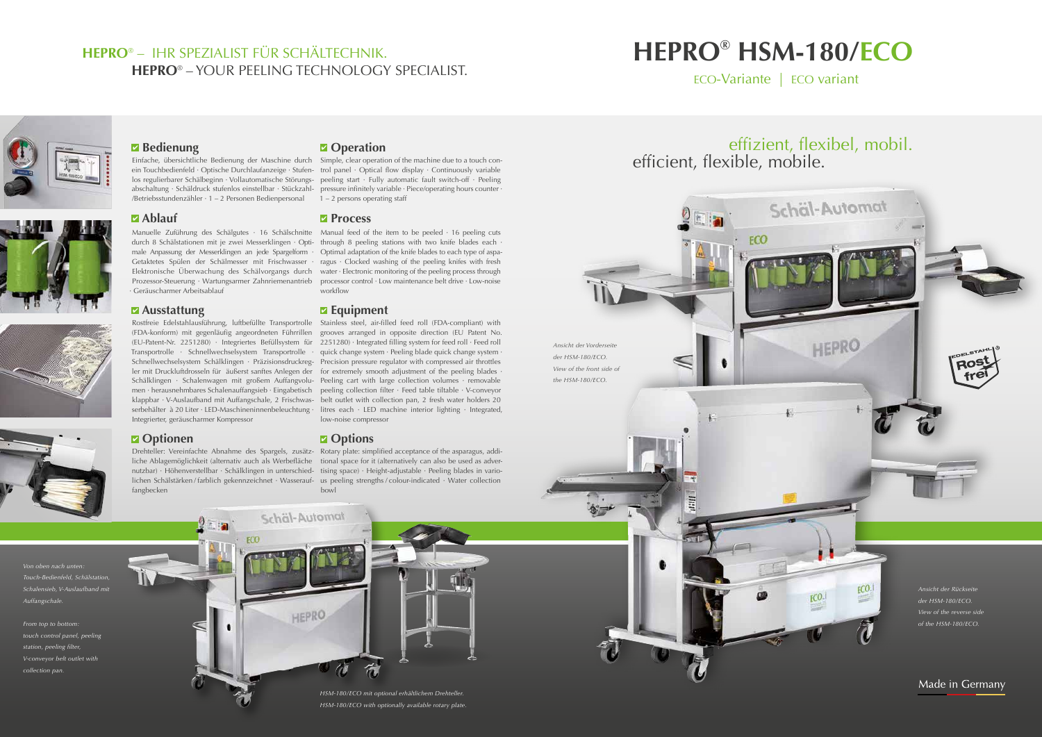**HEPRO**® – IHR SPEZIALIST FÜR SCHÄLTECHNIK.
**HEPRO**® – YOUR PEELING TECHNOLOGY SPECIALIST.

# HEPRO® HSM-180/ECO

ECO-Variante | ECO variant

effizient, flexibel, mobil.
efficient, flexible, mobile.

## Bedienung

Einfache, übersichtliche Bedienung der Maschine durch ein Touchbedienfeld · Optische Durchlaufanzeige · Stufenlos regulierbarer Schälbeginn · Vollautomatische Störungsabschaltung · Schäldruck stufenlos einstellbar · Stückzahl-/Betriebsstundenzähler · 1 – 2 Personen Bedienpersonal

## Operation

Simple, clear operation of the machine due to a touch control panel · Optical flow display · Continuously variable peeling start · Fully automatic fault switch-off · Peeling pressure infinitely variable · Piece/operating hours counter · 1 – 2 persons operating staff

## Ablauf

Manuelle Zuführung des Schälgutes · 16 Schälschnitte durch 8 Schälstationen mit je zwei Messerklingen · Optimale Anpassung der Messerklingen an jede Spargelform · Getaktetes Spülen der Schälmesser mit Frischwasser · Elektronische Überwachung des Schälvorgangs durch Prozessor-Steuerung · Wartungsarmer Zahnriemenantrieb · Geräuscharmer Arbeitsablauf

## Process

Manual feed of the item to be peeled · 16 peeling cuts through 8 peeling stations with two knife blades each · Optimal adaptation of the knife blades to each type of asparagus · Clocked washing of the peeling knifes with fresh water · Electronic monitoring of the peeling process through processor control · Low maintenance belt drive · Low-noise workflow

## Ausstattung

Rostfreie Edelstahlausführung, luftbefüllte Transportrolle (FDA-konform) mit gegenläufig angeordneten Führrillen (EU-Patent-Nr. 2251280) · Integriertes Befüllsystem für Transportrolle · Schnellwechselsystem Transportrolle · Schnellwechselsystem Schälklingen · Präzisionsdruckregler mit Druckluftdrosseln für äußerst sanftes Anlegen der Schälklingen · Schalenwagen mit großem Auffangvolumen · herausnehmbares Schalenauffangsieb · Eingabetisch klappbar · V-Auslaufband mit Auffangschale, 2 Frischwasserbehälter à 20 Liter · LED-Maschineninnenbeleuchtung · Integrierter, geräuscharmer Kompressor

## Equipment

Stainless steel, air-filled feed roll (FDA-compliant) with grooves arranged in opposite direction (EU Patent No. 2251280) · Integrated filling system for feed roll · Feed roll quick change system · Peeling blade quick change system · Precision pressure regulator with compressed air throttles for extremely smooth adjustment of the peeling blades · Peeling cart with large collection volumes · removable peeling collection filter · Feed table tiltable · V-conveyor belt outlet with collection pan, 2 fresh water holders 20 litres each · LED machine interior lighting · Integrated, low-noise compressor

## Optionen

Drehteller: Vereinfachte Abnahme des Spargels, zusätzliche Ablagemöglichkeit (alternativ auch als Werbefläche nutzbar) · Höhenverstellbar · Schälklingen in unterschiedlichen Schälstärken / farblich gekennzeichnet · Wasserauffangbecken

## Options

Rotary plate: simplified acceptance of the asparagus, additional space for it (alternatively can also be used as advertising space) · Height-adjustable · Peeling blades in various peeling strengths / colour-indicated · Water collection bowl

*Von oben nach unten: Touch-Bedienfeld, Schälstation, Schalensieb, V-Auslaufband mit Auffangschale.*

*From top to bottom: touch control panel, peeling station, peeling filter, V-conveyor belt outlet with collection pan.*

*Ansicht der Vorderseite der HSM-180/ECO. View of the front side of the HSM-180/ECO.*

*HSM-180/ECO mit optional erhältlichem Drehteller. HSM-180/ECO with optionally available rotary plate.*

*Ansicht der Rückseite der HSM-180/ECO. View of the reverse side of the HSM-180/ECO.*

Made in Germany